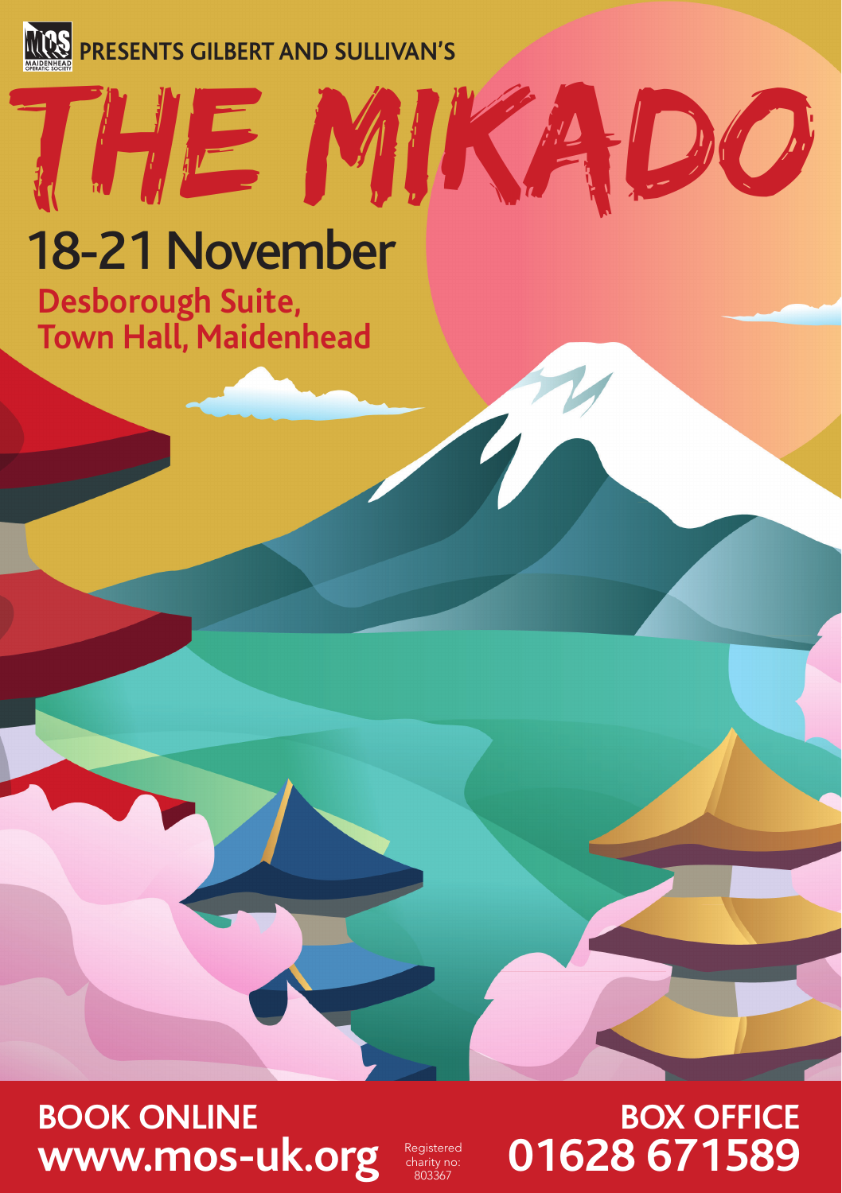MOS MAIDENHEAD OPERATIC SOCIETY PRESENTS GILBERT AND SULLIVAN'S

# THE MIKADO

## 18-21 November

**Desborough Suite, Town Hall, Maidenhead**

**BOOK ONLINE**
**www.mos-uk.org**

Registered charity no: 803367

**BOX OFFICE**
**01628 671589**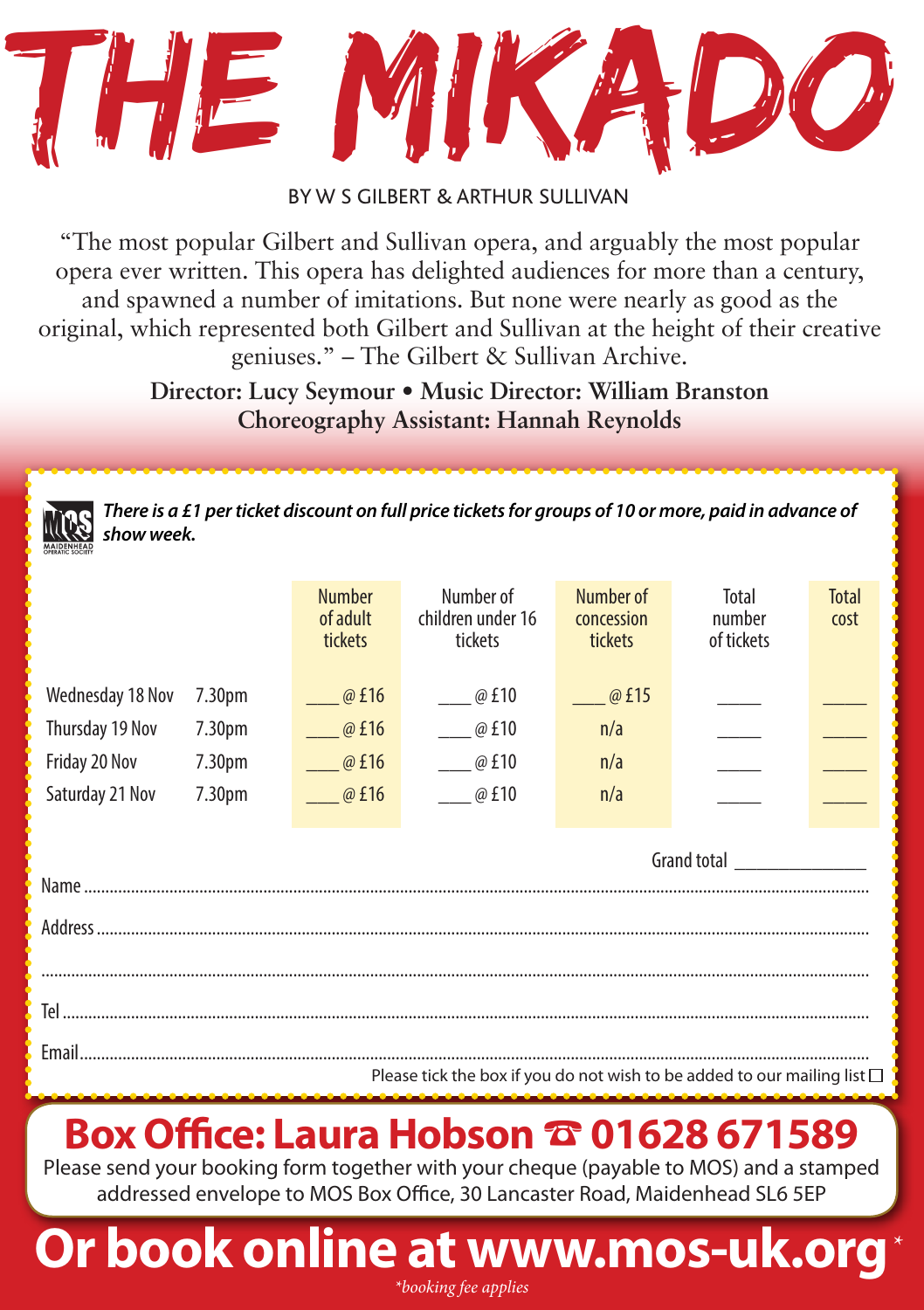# THE MIKADO

BY W S GILBERT & ARTHUR SULLIVAN

"The most popular Gilbert and Sullivan opera, and arguably the most popular opera ever written. This opera has delighted audiences for more than a century, and spawned a number of imitations. But none were nearly as good as the original, which represented both Gilbert and Sullivan at the height of their creative geniuses." – The Gilbert & Sullivan Archive.

**Director: Lucy Seymour • Music Director: William Branston**
**Choreography Assistant: Hannah Reynolds**

MOS MAIDENHEAD OPERATIC SOCIETY

***There is a £1 per ticket discount on full price tickets for groups of 10 or more, paid in advance of show week.***

| | | Number of adult tickets | Number of children under 16 tickets | Number of concession tickets | Total number of tickets | Total cost |
|---|---|---|---|---|---|---|
| Wednesday 18 Nov | 7.30pm | ___ @ £16 | ___ @ £10 | ___ @ £15 | _____ | _____ |
| Thursday 19 Nov | 7.30pm | ___ @ £16 | ___ @ £10 | n/a | _____ | _____ |
| Friday 20 Nov | 7.30pm | ___ @ £16 | ___ @ £10 | n/a | _____ | _____ |
| Saturday 21 Nov | 7.30pm | ___ @ £16 | ___ @ £10 | n/a | _____ | _____ |

Grand total _____________

Name ..........................................................................................

Address ..........................................................................................

..........................................................................................

Tel ..........................................................................................

Email..........................................................................................

Please tick the box if you do not wish to be added to our mailing list ☐

## Box Office: Laura Hobson ☎ 01628 671589

Please send your booking form together with your cheque (payable to MOS) and a stamped addressed envelope to MOS Box Office, 30 Lancaster Road, Maidenhead SL6 5EP

## Or book online at www.mos-uk.org*

*booking fee applies